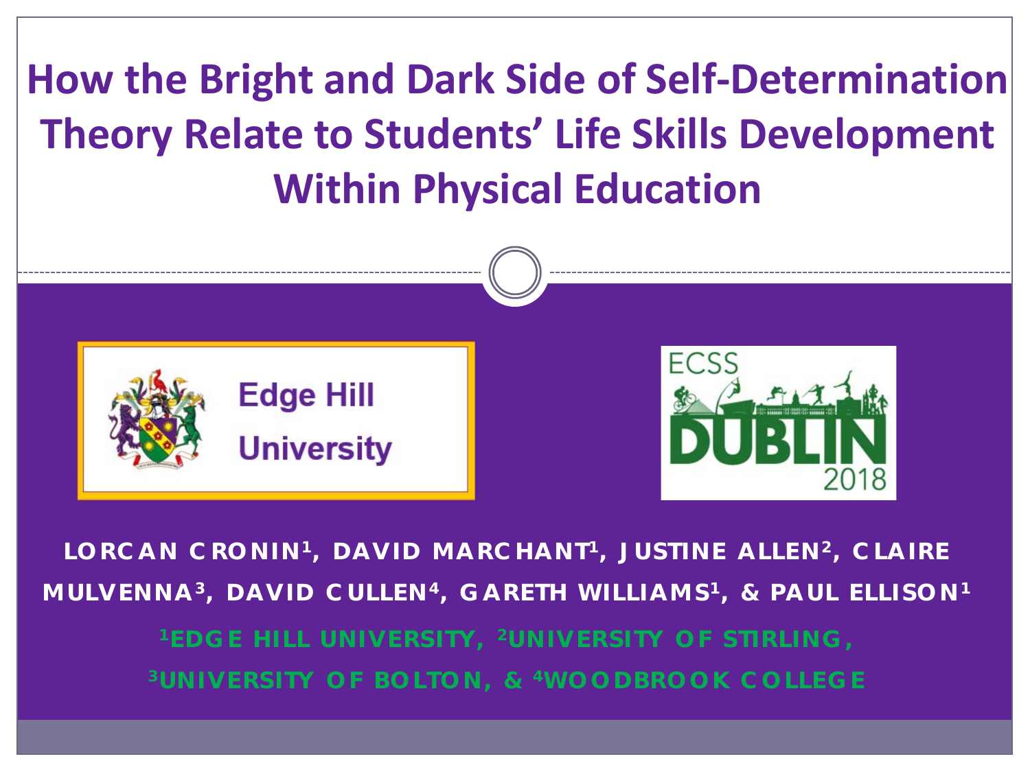# How the Bright and Dark Side of Self-Determination Theory Relate to Students' Life Skills Development Within Physical Education

Edge Hill University

ECSS DUBLIN 2018

**LORCAN CRONIN[1], DAVID MARCHANT[1], JUSTINE ALLEN[2], CLAIRE MULVENNA[3], DAVID CULLEN[4], GARETH WILLIAMS[1], & PAUL ELLISON[1]**

[1]EDGE HILL UNIVERSITY, [2]UNIVERSITY OF STIRLING, [3]UNIVERSITY OF BOLTON, & [4]WOODBROOK COLLEGE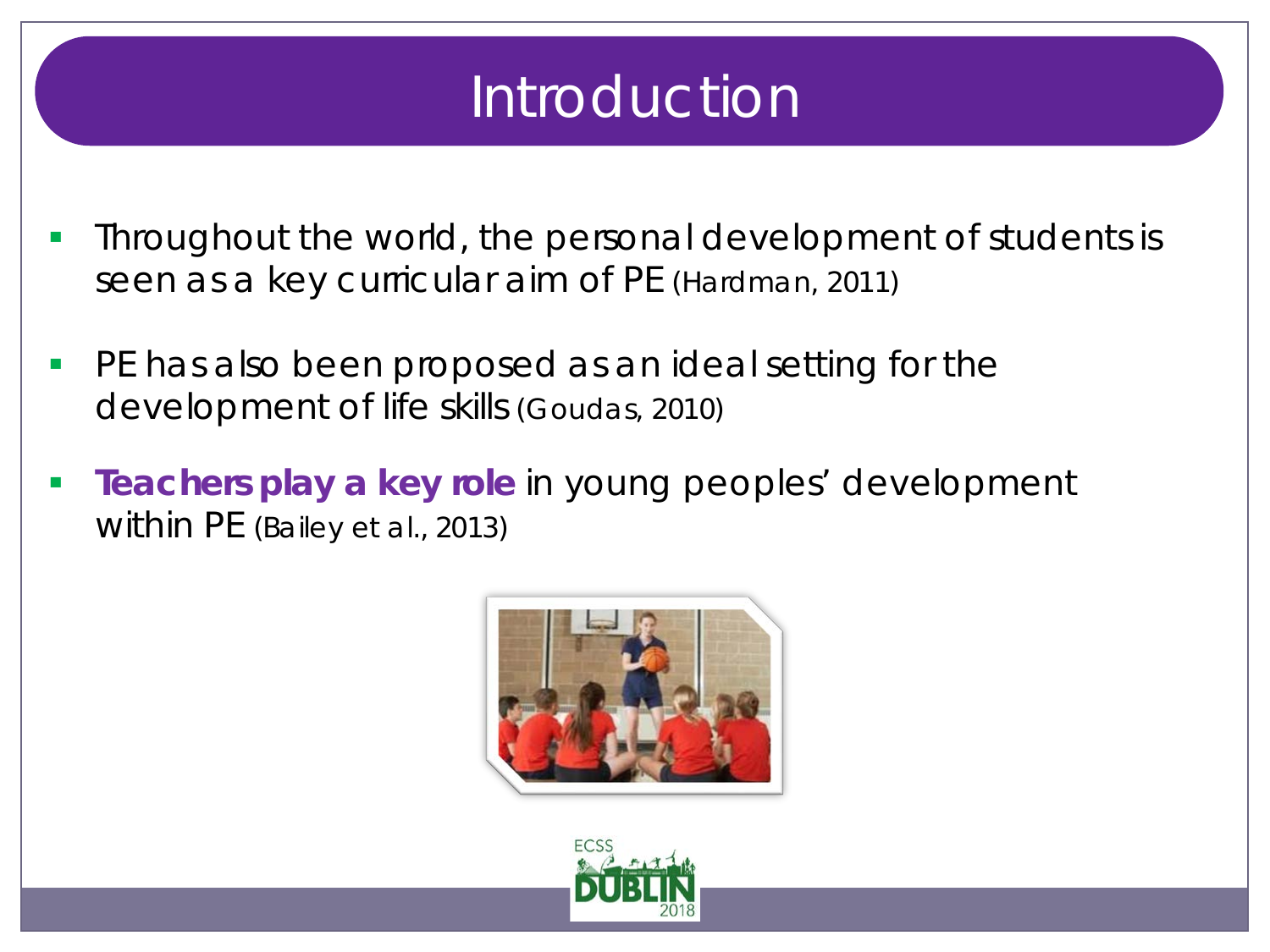# Introduction

- Throughout the world, the personal development of students is seen as a key curricular aim of PE (Hardman, 2011)
- PE has also been proposed as an ideal setting for the development of life skills (Goudas, 2010)
- **Teachers play a key role** in young peoples' development within PE (Bailey et al., 2013)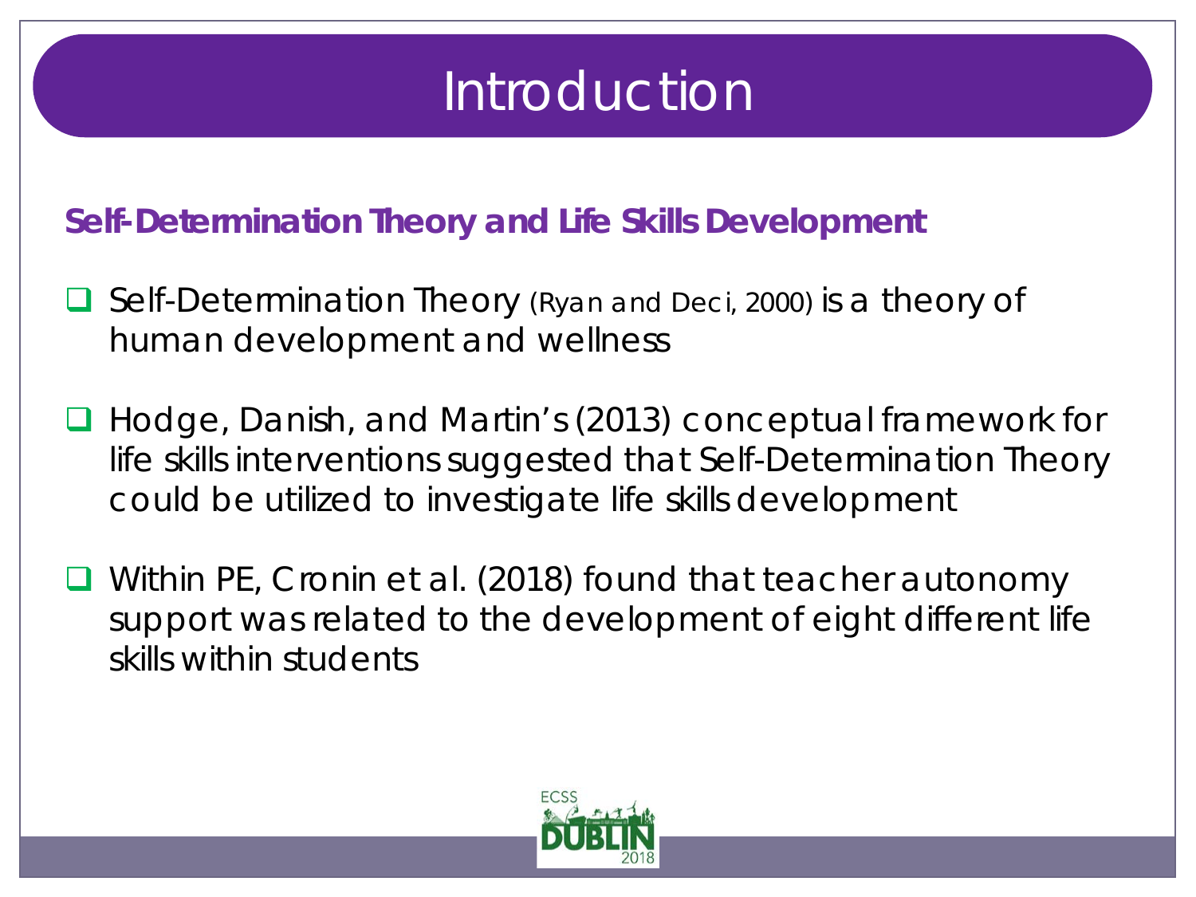# Introduction

### Self-Determination Theory and Life Skills Development

- Self-Determination Theory (Ryan and Deci, 2000) is a theory of human development and wellness
- Hodge, Danish, and Martin's (2013) conceptual framework for life skills interventions suggested that Self-Determination Theory could be utilized to investigate life skills development
- Within PE, Cronin et al. (2018) found that teacher autonomy support was related to the development of eight different life skills within students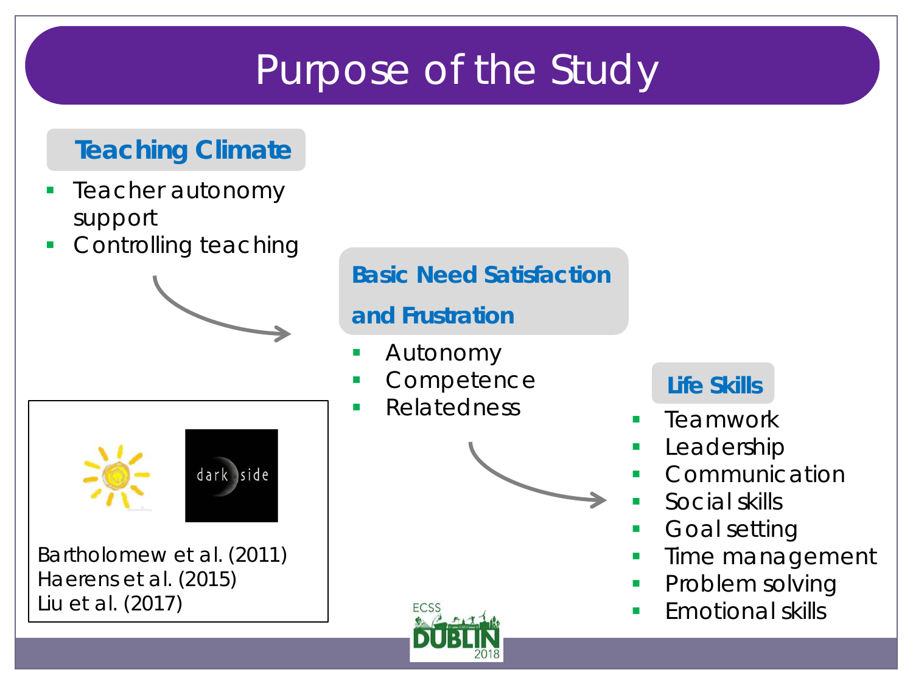# Purpose of the Study

## Teaching Climate

- Teacher autonomy support
- Controlling teaching

## Basic Need Satisfaction and Frustration

- Autonomy
- Competence
- Relatedness

## Life Skills

- Teamwork
- Leadership
- Communication
- Social skills
- Goal setting
- Time management
- Problem solving
- Emotional skills

dark side

Bartholomew et al. (2011)
Haerens et al. (2015)
Liu et al. (2017)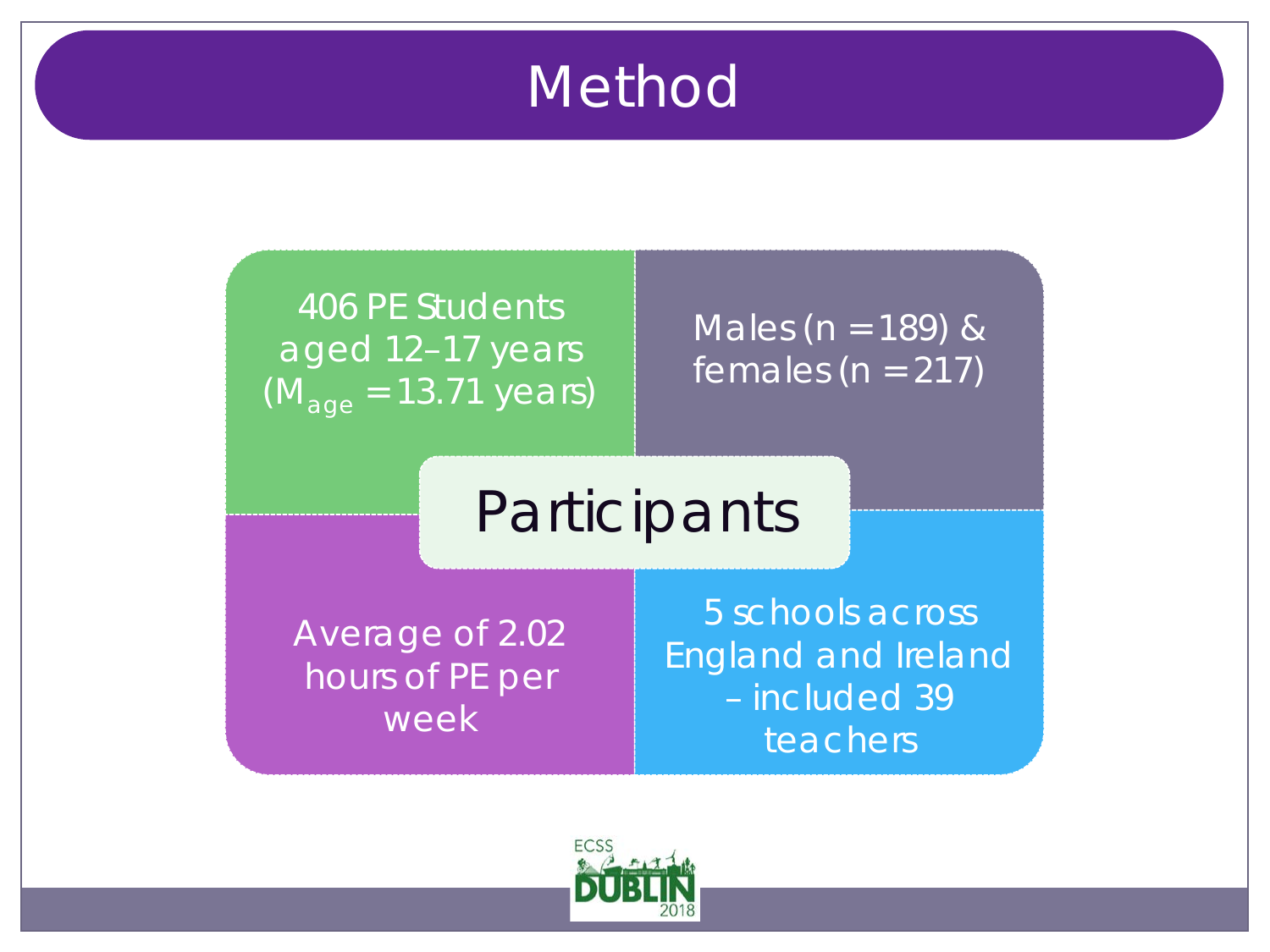# Method

## Participants

- 406 PE Students aged 12–17 years ($M_{age}$ = 13.71 years)
- Males (n = 189) & females (n = 217)
- Average of 2.02 hours of PE per week
- 5 schools across England and Ireland – included 39 teachers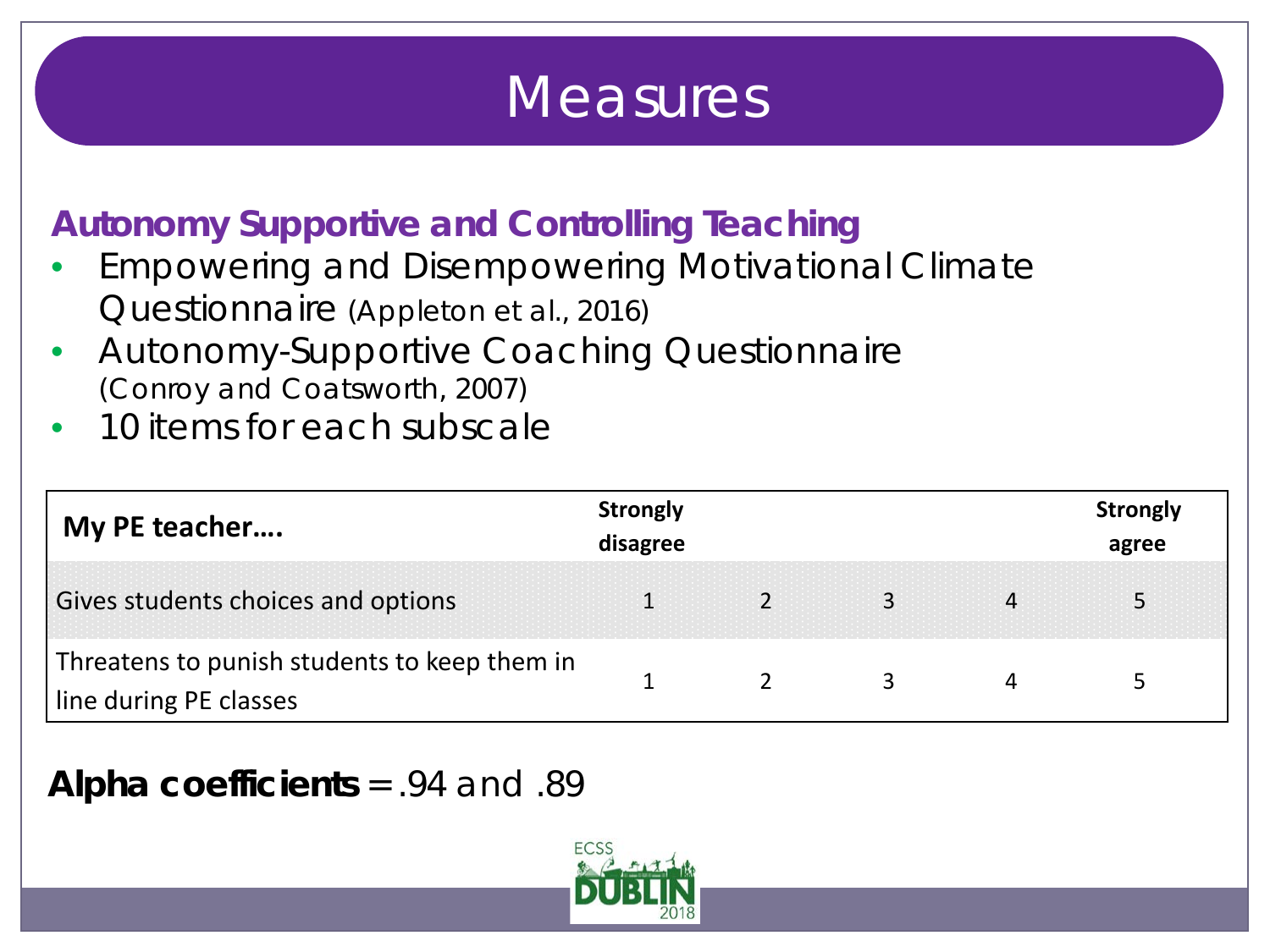# Measures

### Autonomy Supportive and Controlling Teaching

- Empowering and Disempowering Motivational Climate Questionnaire (Appleton et al., 2016)
- Autonomy-Supportive Coaching Questionnaire (Conroy and Coatsworth, 2007)
- 10 items for each subscale

| My PE teacher…. | Strongly disagree | | | | Strongly agree |
|---|---|---|---|---|---|
| Gives students choices and options | 1 | 2 | 3 | 4 | 5 |
| Threatens to punish students to keep them in line during PE classes | 1 | 2 | 3 | 4 | 5 |

**Alpha coefficients** = .94 and .89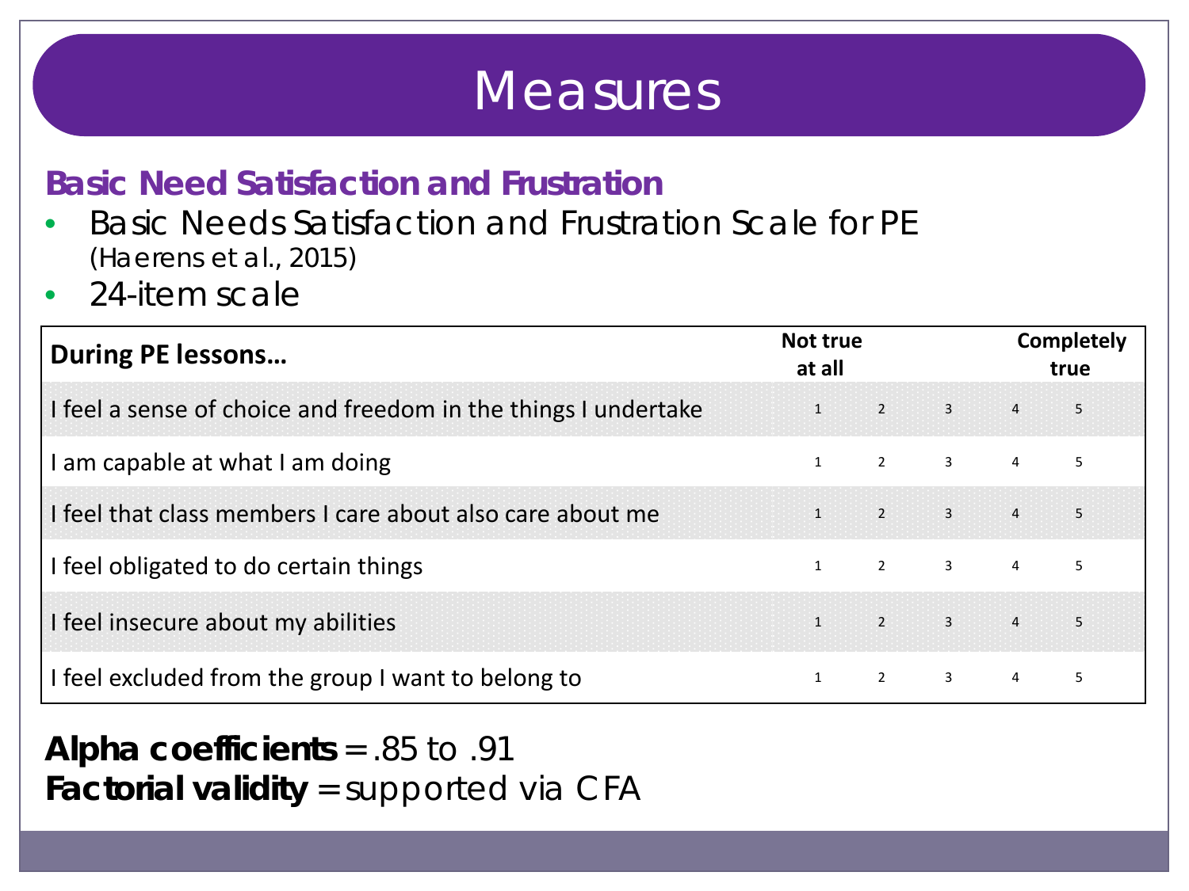# Measures

## Basic Need Satisfaction and Frustration

- Basic Needs Satisfaction and Frustration Scale for PE (Haerens et al., 2015)
- 24-item scale

| During PE lessons… | Not true at all | | | | Completely true |
|---|---|---|---|---|---|
| I feel a sense of choice and freedom in the things I undertake | 1 | 2 | 3 | 4 | 5 |
| I am capable at what I am doing | 1 | 2 | 3 | 4 | 5 |
| I feel that class members I care about also care about me | 1 | 2 | 3 | 4 | 5 |
| I feel obligated to do certain things | 1 | 2 | 3 | 4 | 5 |
| I feel insecure about my abilities | 1 | 2 | 3 | 4 | 5 |
| I feel excluded from the group I want to belong to | 1 | 2 | 3 | 4 | 5 |

**Alpha coefficients** = .85 to .91
**Factorial validity** = supported via CFA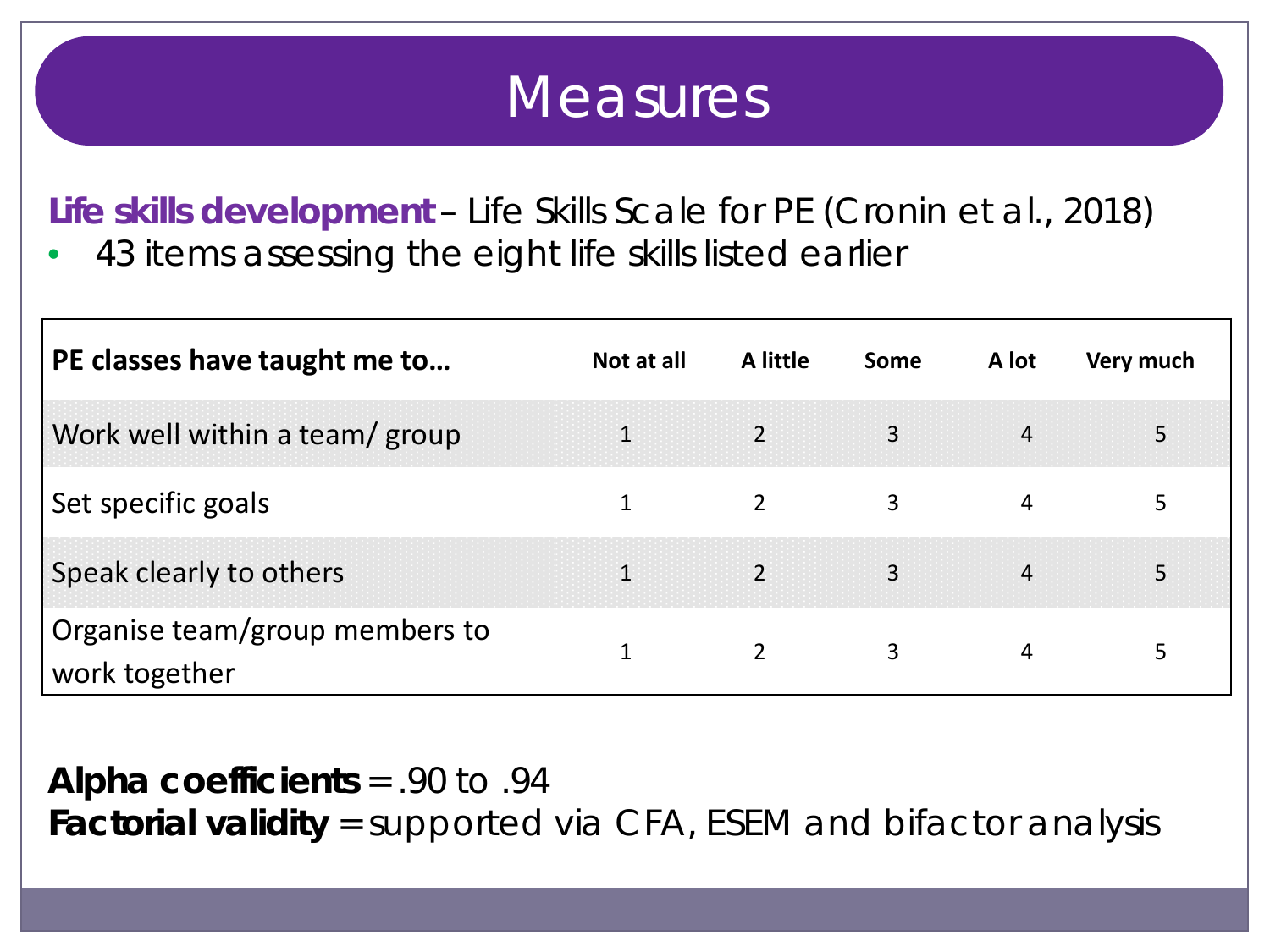# Measures

**Life skills development** – Life Skills Scale for PE (Cronin et al., 2018)

- 43 items assessing the eight life skills listed earlier

| PE classes have taught me to… | Not at all | A little | Some | A lot | Very much |
|---|---|---|---|---|---|
| Work well within a team/ group | 1 | 2 | 3 | 4 | 5 |
| Set specific goals | 1 | 2 | 3 | 4 | 5 |
| Speak clearly to others | 1 | 2 | 3 | 4 | 5 |
| Organise team/group members to work together | 1 | 2 | 3 | 4 | 5 |

**Alpha coefficients** = .90 to .94
**Factorial validity** = supported via CFA, ESEM and bifactor analysis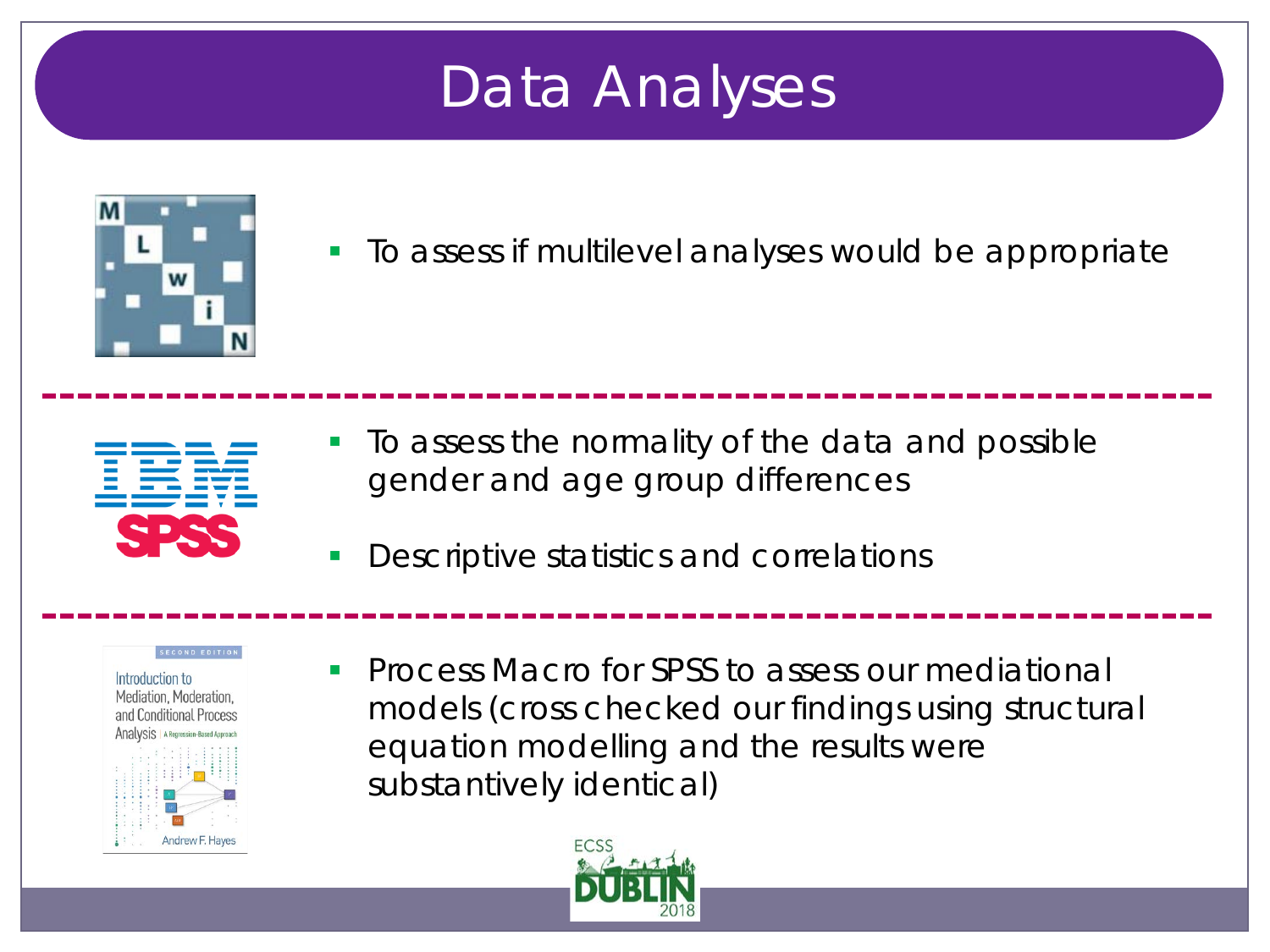# Data Analyses

- To assess if multilevel analyses would be appropriate

- To assess the normality of the data and possible gender and age group differences
- Descriptive statistics and correlations

- Process Macro for SPSS to assess our mediational models (cross checked our findings using structural equation modelling and the results were substantively identical)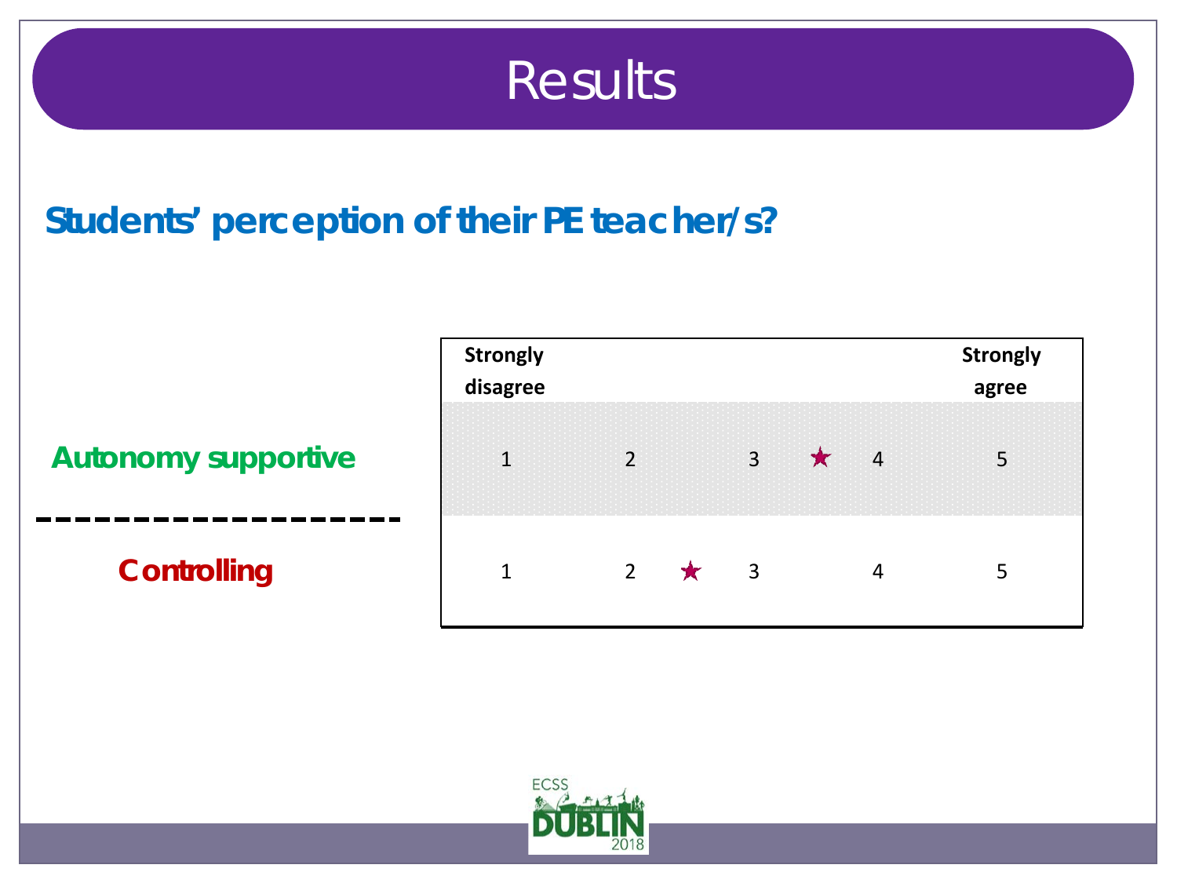# Results

## Students' perception of their PE teacher/s?

| | Strongly disagree | | | | | | | | Strongly agree |
|---|---|---|---|---|---|---|---|---|---|
| **Autonomy supportive** | 1 | | 2 | | 3 | ★ | 4 | | 5 |
| **Controlling** | 1 | | 2 | ★ | 3 | | 4 | | 5 |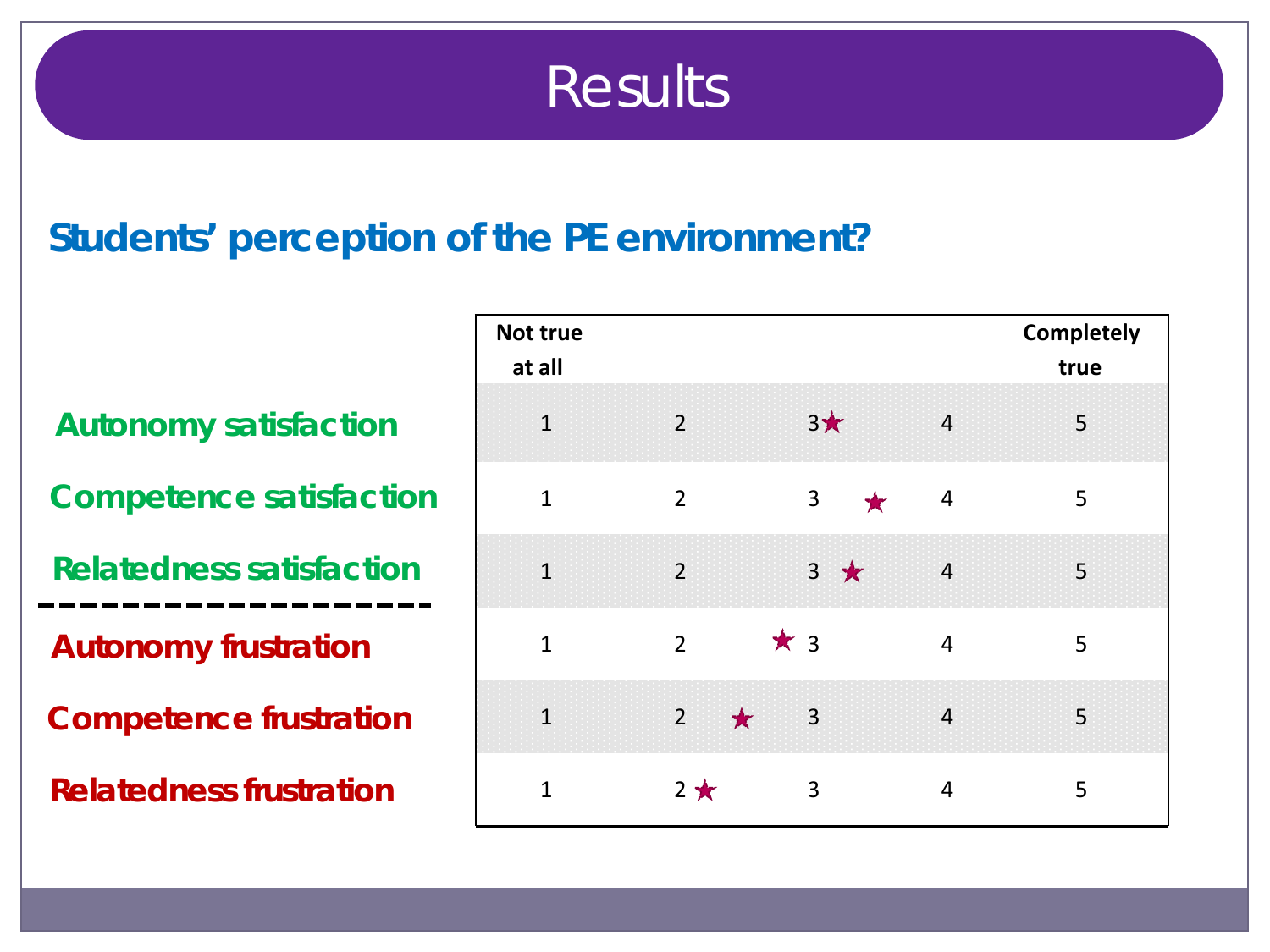# Results

## Students' perception of the PE environment?

| | Not true at all | | | | Completely true |
|---|---|---|---|---|---|
| **Autonomy satisfaction** | 1 | 2 | 3★ | 4 | 5 |
| **Competence satisfaction** | 1 | 2 | 3 ★ | 4 | 5 |
| **Relatedness satisfaction** | 1 | 2 | 3 ★ | 4 | 5 |
| **Autonomy frustration** | 1 | 2 | ★ 3 | 4 | 5 |
| **Competence frustration** | 1 | 2 ★ | 3 | 4 | 5 |
| **Relatedness frustration** | 1 | 2 ★ | 3 | 4 | 5 |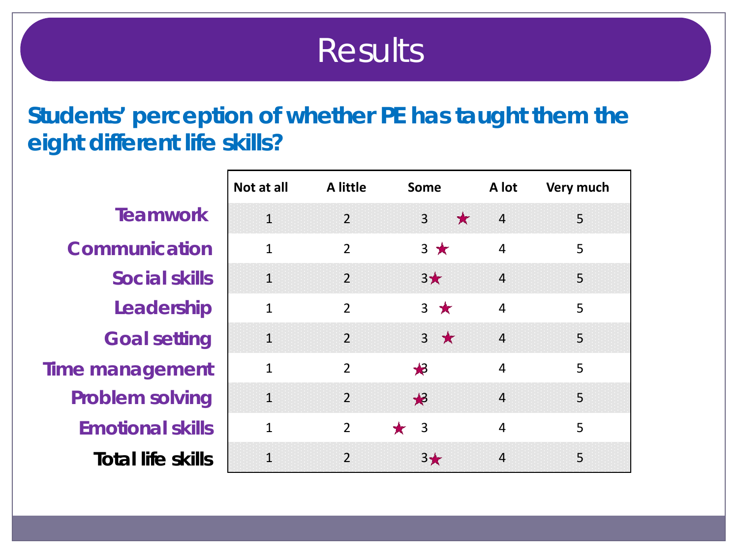# Results

## Students' perception of whether PE has taught them the eight different life skills?

| | Not at all | A little | Some | A lot | Very much |
|---|---|---|---|---|---|
| **Teamwork** | 1 | 2 | 3 ★ | 4 | 5 |
| **Communication** | 1 | 2 | 3 ★ | 4 | 5 |
| **Social skills** | 1 | 2 | 3★ | 4 | 5 |
| **Leadership** | 1 | 2 | 3 ★ | 4 | 5 |
| **Goal setting** | 1 | 2 | 3 ★ | 4 | 5 |
| **Time management** | 1 | 2 | ★3 | 4 | 5 |
| **Problem solving** | 1 | 2 | ★3 | 4 | 5 |
| **Emotional skills** | 1 | 2 | ★ 3 | 4 | 5 |
| **Total life skills** | 1 | 2 | 3★ | 4 | 5 |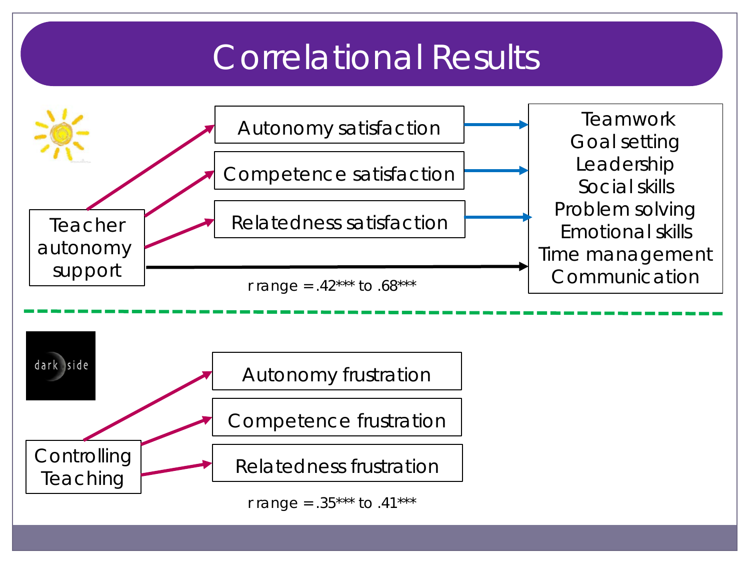# Correlational Results

Teacher autonomy support

Autonomy satisfaction

Competence satisfaction

Relatedness satisfaction

Teamwork
Goal setting
Leadership
Social skills
Problem solving
Emotional skills
Time management
Communication

r range = .42*** to .68***

dark side

Controlling Teaching

Autonomy frustration

Competence frustration

Relatedness frustration

r range = .35*** to .41***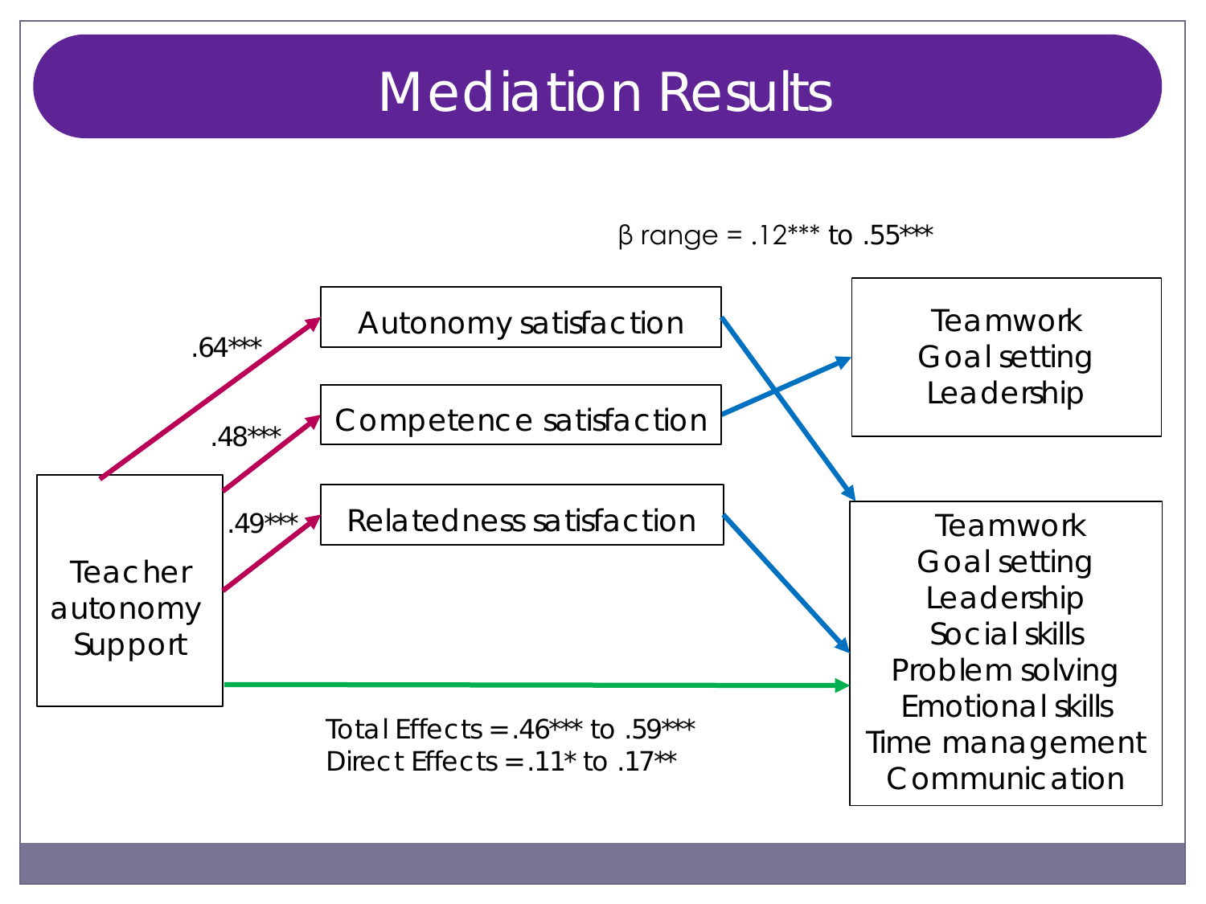# Mediation Results

β range = .12*** to .55***

Teacher autonomy Support → Autonomy satisfaction: .64***

Teacher autonomy Support → Competence satisfaction: .48***

Teacher autonomy Support → Relatedness satisfaction: .49***

Autonomy satisfaction

Competence satisfaction

Relatedness satisfaction

Teamwork
Goal setting
Leadership

Teamwork
Goal setting
Leadership
Social skills
Problem solving
Emotional skills
Time management
Communication

Total Effects = .46*** to .59***
Direct Effects = .11* to .17**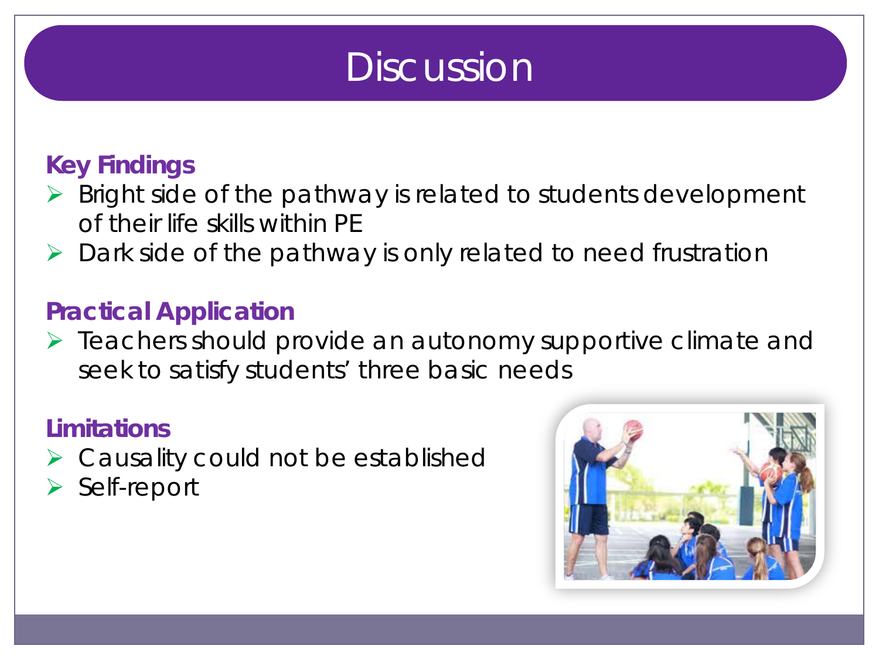# Discussion

## Key Findings

- Bright side of the pathway is related to students development of their life skills within PE
- Dark side of the pathway is only related to need frustration

## Practical Application

- Teachers should provide an autonomy supportive climate and seek to satisfy students' three basic needs

## Limitations

- Causality could not be established
- Self-report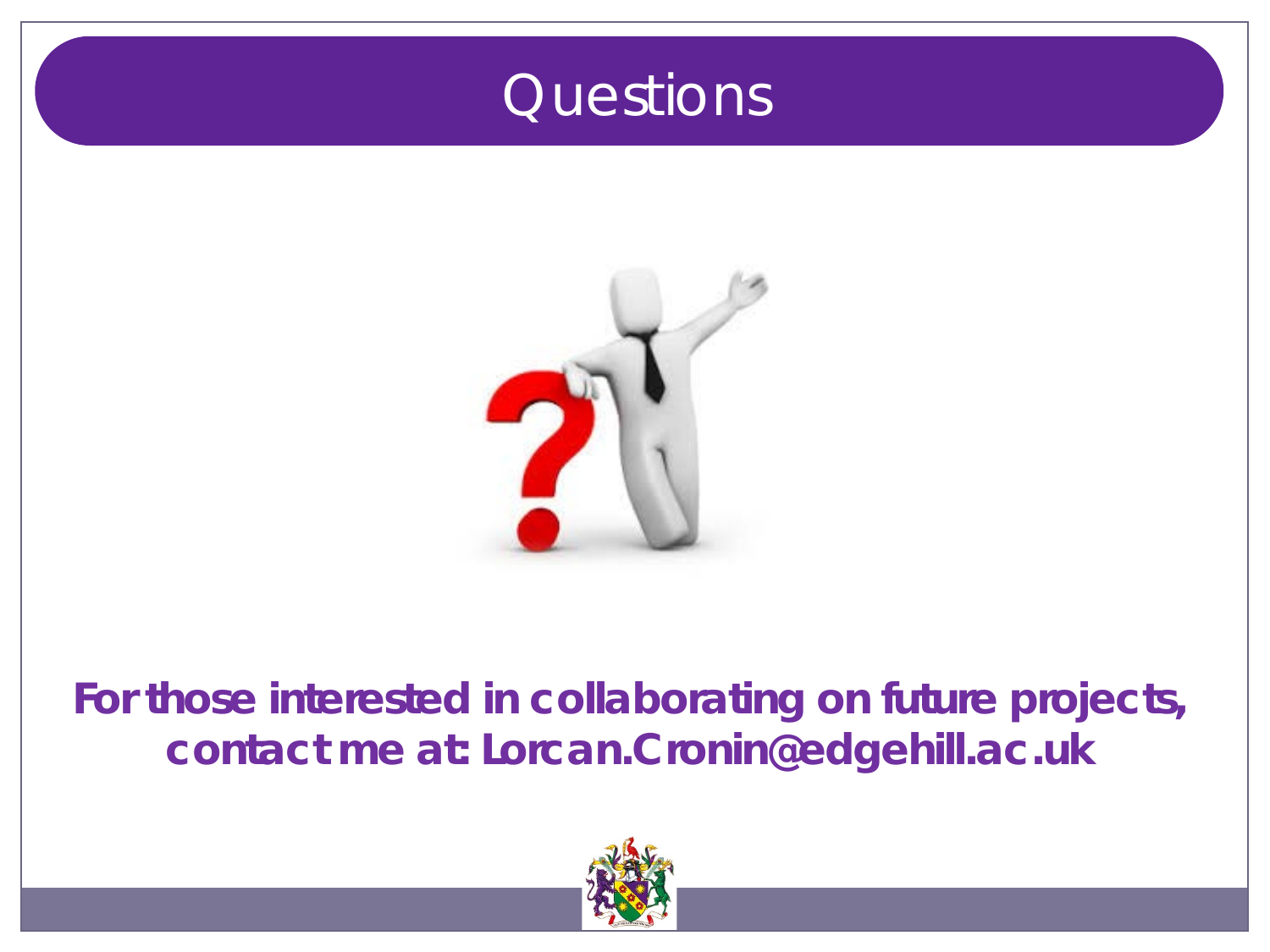# Questions

**For those interested in collaborating on future projects, contact me at: Lorcan.Cronin@edgehill.ac.uk**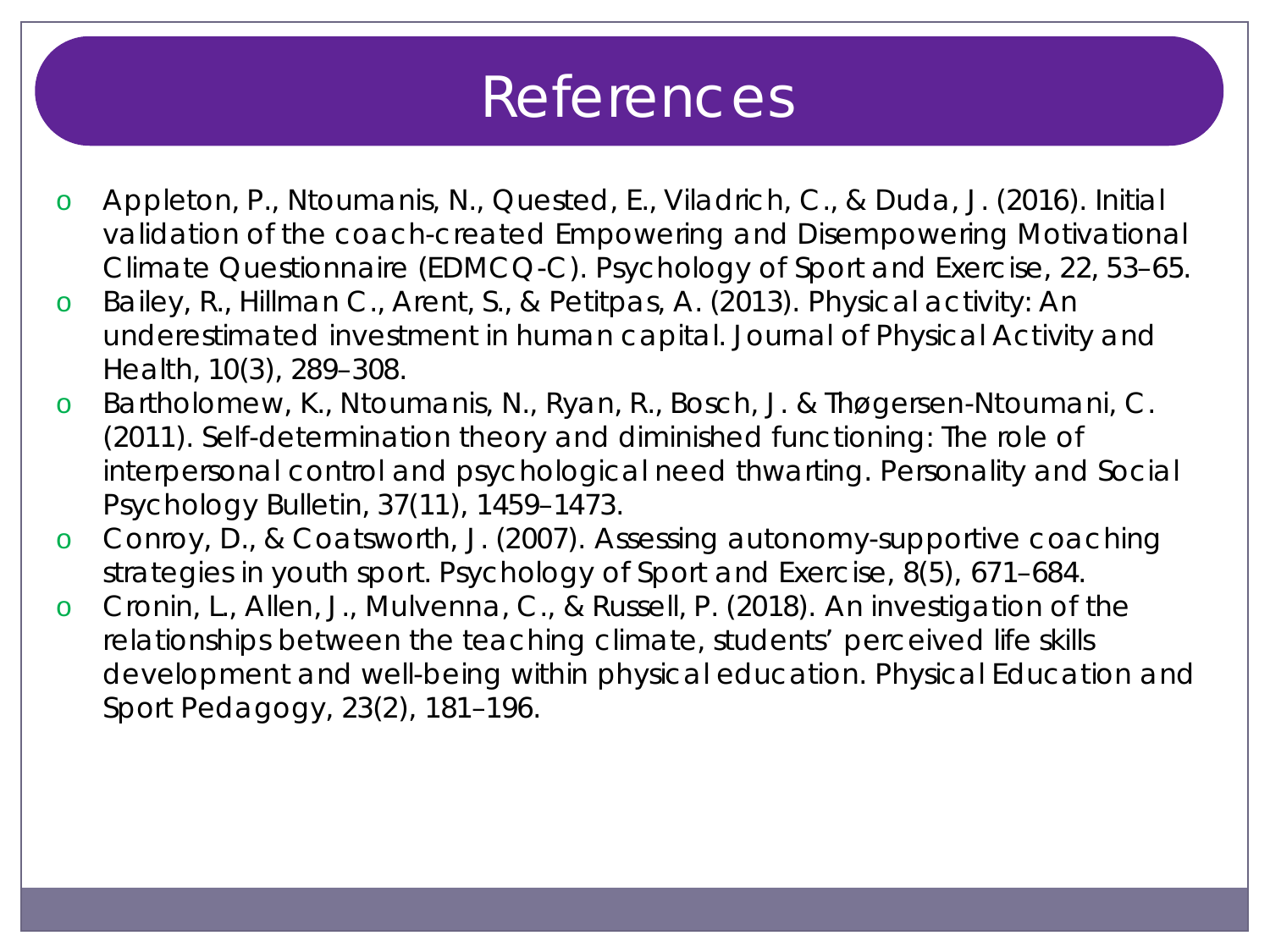# References

- Appleton, P., Ntoumanis, N., Quested, E., Viladrich, C., & Duda, J. (2016). Initial validation of the coach-created Empowering and Disempowering Motivational Climate Questionnaire (EDMCQ-C). Psychology of Sport and Exercise, 22, 53–65.
- Bailey, R., Hillman C., Arent, S., & Petitpas, A. (2013). Physical activity: An underestimated investment in human capital. Journal of Physical Activity and Health, 10(3), 289–308.
- Bartholomew, K., Ntoumanis, N., Ryan, R., Bosch, J. & Thøgersen-Ntoumani, C. (2011). Self-determination theory and diminished functioning: The role of interpersonal control and psychological need thwarting. Personality and Social Psychology Bulletin, 37(11), 1459–1473.
- Conroy, D., & Coatsworth, J. (2007). Assessing autonomy-supportive coaching strategies in youth sport. Psychology of Sport and Exercise, 8(5), 671–684.
- Cronin, L., Allen, J., Mulvenna, C., & Russell, P. (2018). An investigation of the relationships between the teaching climate, students' perceived life skills development and well-being within physical education. Physical Education and Sport Pedagogy, 23(2), 181–196.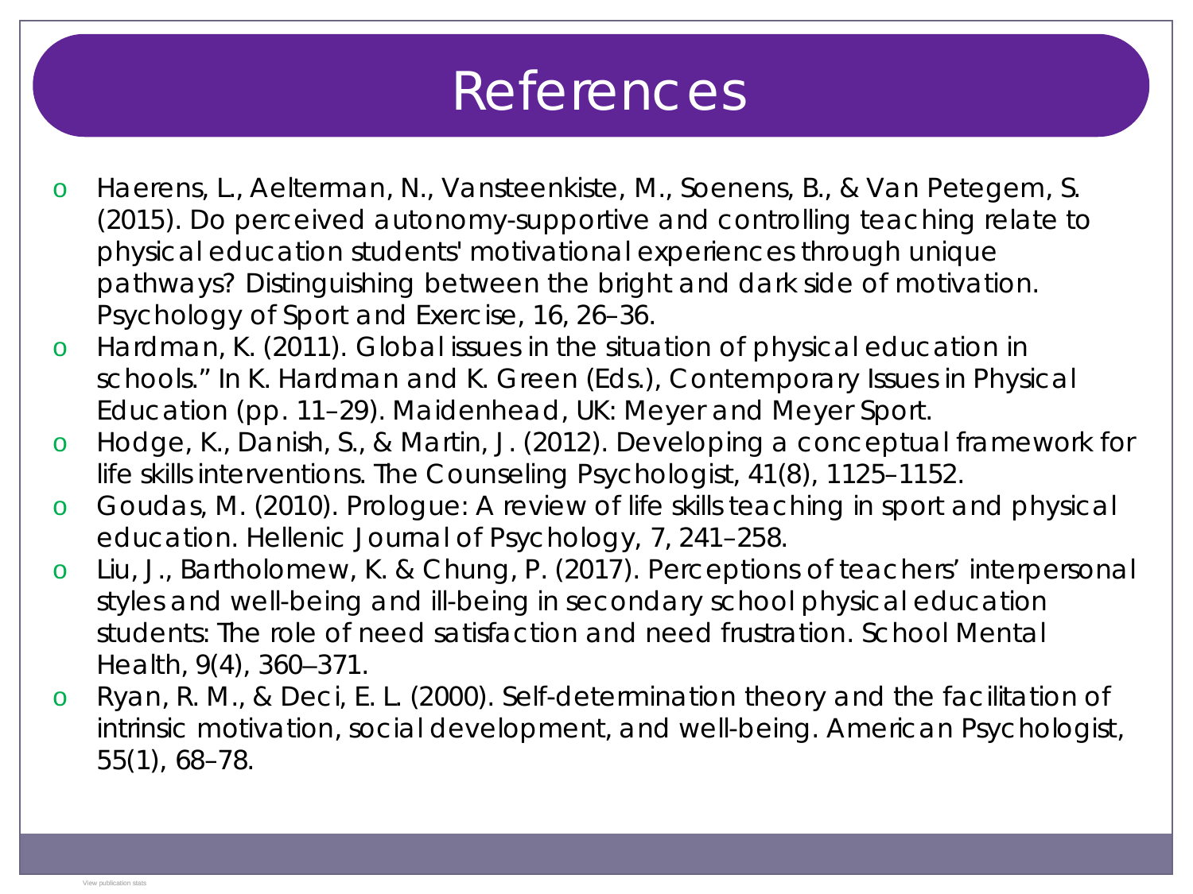# References

- Haerens, L., Aelterman, N., Vansteenkiste, M., Soenens, B., & Van Petegem, S. (2015). Do perceived autonomy-supportive and controlling teaching relate to physical education students' motivational experiences through unique pathways? Distinguishing between the bright and dark side of motivation. Psychology of Sport and Exercise, 16, 26–36.
- Hardman, K. (2011). Global issues in the situation of physical education in schools." In K. Hardman and K. Green (Eds.), Contemporary Issues in Physical Education (pp. 11–29). Maidenhead, UK: Meyer and Meyer Sport.
- Hodge, K., Danish, S., & Martin, J. (2012). Developing a conceptual framework for life skills interventions. The Counseling Psychologist, 41(8), 1125–1152.
- Goudas, M. (2010). Prologue: A review of life skills teaching in sport and physical education. Hellenic Journal of Psychology, 7, 241–258.
- Liu, J., Bartholomew, K. & Chung, P. (2017). Perceptions of teachers' interpersonal styles and well-being and ill-being in secondary school physical education students: The role of need satisfaction and need frustration. School Mental Health, 9(4), 360–371.
- Ryan, R. M., & Deci, E. L. (2000). Self-determination theory and the facilitation of intrinsic motivation, social development, and well-being. American Psychologist, 55(1), 68–78.